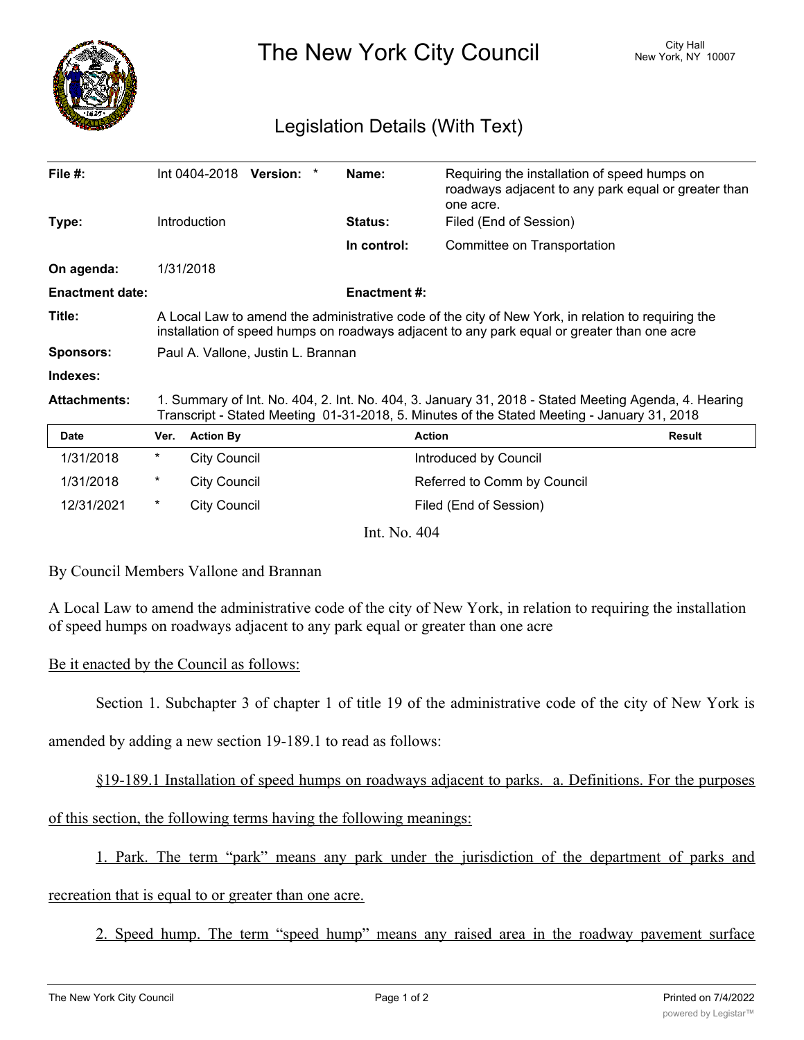# The New York City Council

City Hall
New York, NY 10007

## Legislation Details (With Text)

| | | | |
|---|---|---|---|
| **File #:** | Int 0404-2018 **Version:** * | **Name:** | Requiring the installation of speed humps on roadways adjacent to any park equal or greater than one acre. |
| **Type:** | Introduction | **Status:** | Filed (End of Session) |
| | | **In control:** | Committee on Transportation |
| **On agenda:** | 1/31/2018 | | |
| **Enactment date:** | | **Enactment #:** | |

**Title:** A Local Law to amend the administrative code of the city of New York, in relation to requiring the installation of speed humps on roadways adjacent to any park equal or greater than one acre

**Sponsors:** Paul A. Vallone, Justin L. Brannan

**Indexes:**

**Attachments:** 1. Summary of Int. No. 404, 2. Int. No. 404, 3. January 31, 2018 - Stated Meeting Agenda, 4. Hearing Transcript - Stated Meeting 01-31-2018, 5. Minutes of the Stated Meeting - January 31, 2018

| Date | Ver. | Action By | Action | Result |
|---|---|---|---|---|
| 1/31/2018 | * | City Council | Introduced by Council | |
| 1/31/2018 | * | City Council | Referred to Comm by Council | |
| 12/31/2021 | * | City Council | Filed (End of Session) | |

Int. No. 404

By Council Members Vallone and Brannan

A Local Law to amend the administrative code of the city of New York, in relation to requiring the installation of speed humps on roadways adjacent to any park equal or greater than one acre

Be it enacted by the Council as follows:

Section 1. Subchapter 3 of chapter 1 of title 19 of the administrative code of the city of New York is amended by adding a new section 19-189.1 to read as follows:

§19-189.1 Installation of speed humps on roadways adjacent to parks. a. Definitions. For the purposes of this section, the following terms having the following meanings:

1. Park. The term "park" means any park under the jurisdiction of the department of parks and recreation that is equal to or greater than one acre.

2. Speed hump. The term "speed hump" means any raised area in the roadway pavement surface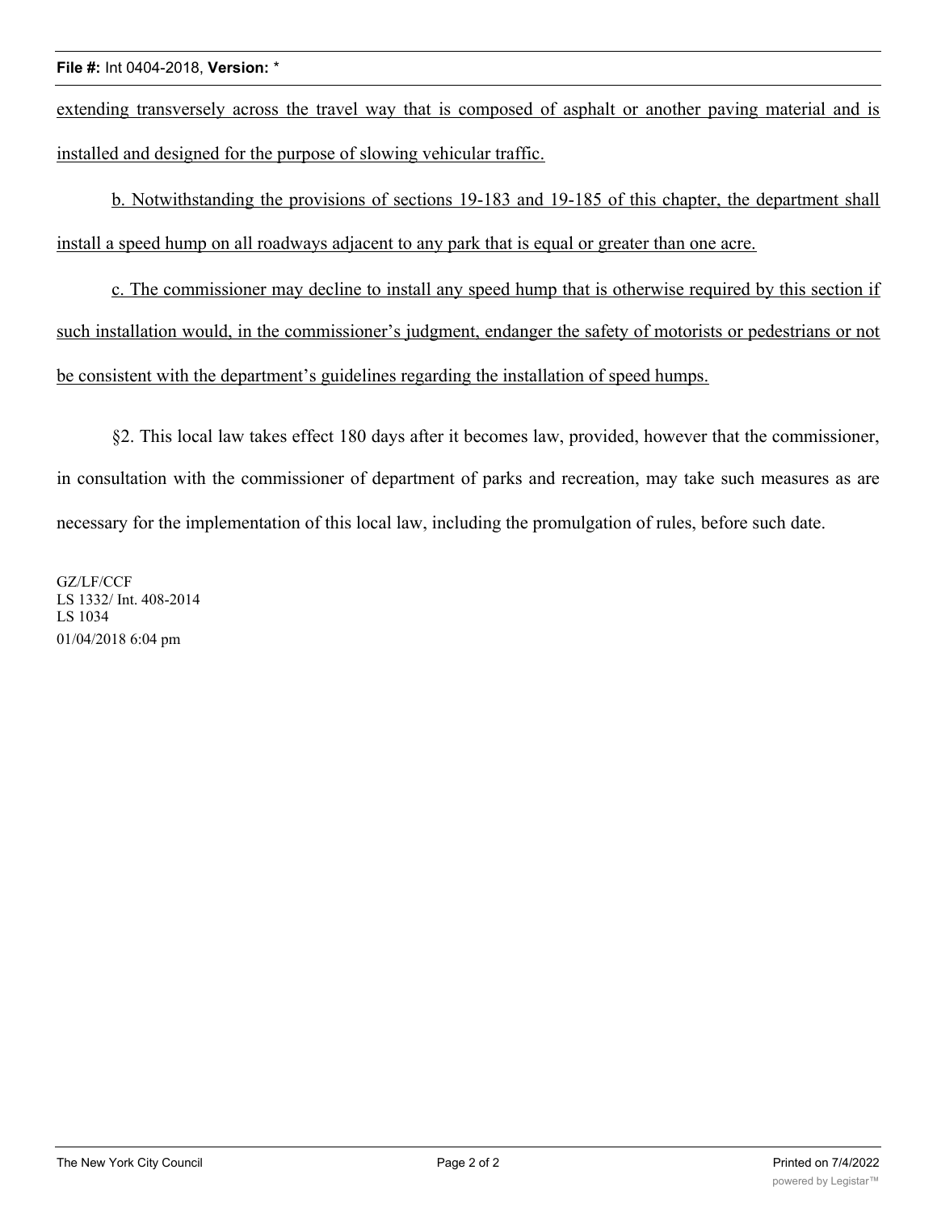extending transversely across the travel way that is composed of asphalt or another paving material and is installed and designed for the purpose of slowing vehicular traffic.

b. Notwithstanding the provisions of sections 19-183 and 19-185 of this chapter, the department shall install a speed hump on all roadways adjacent to any park that is equal or greater than one acre.

c. The commissioner may decline to install any speed hump that is otherwise required by this section if such installation would, in the commissioner's judgment, endanger the safety of motorists or pedestrians or not be consistent with the department's guidelines regarding the installation of speed humps.

§2. This local law takes effect 180 days after it becomes law, provided, however that the commissioner, in consultation with the commissioner of department of parks and recreation, may take such measures as are necessary for the implementation of this local law, including the promulgation of rules, before such date.

GZ/LF/CCF
LS 1332/ Int. 408-2014
LS 1034
01/04/2018 6:04 pm